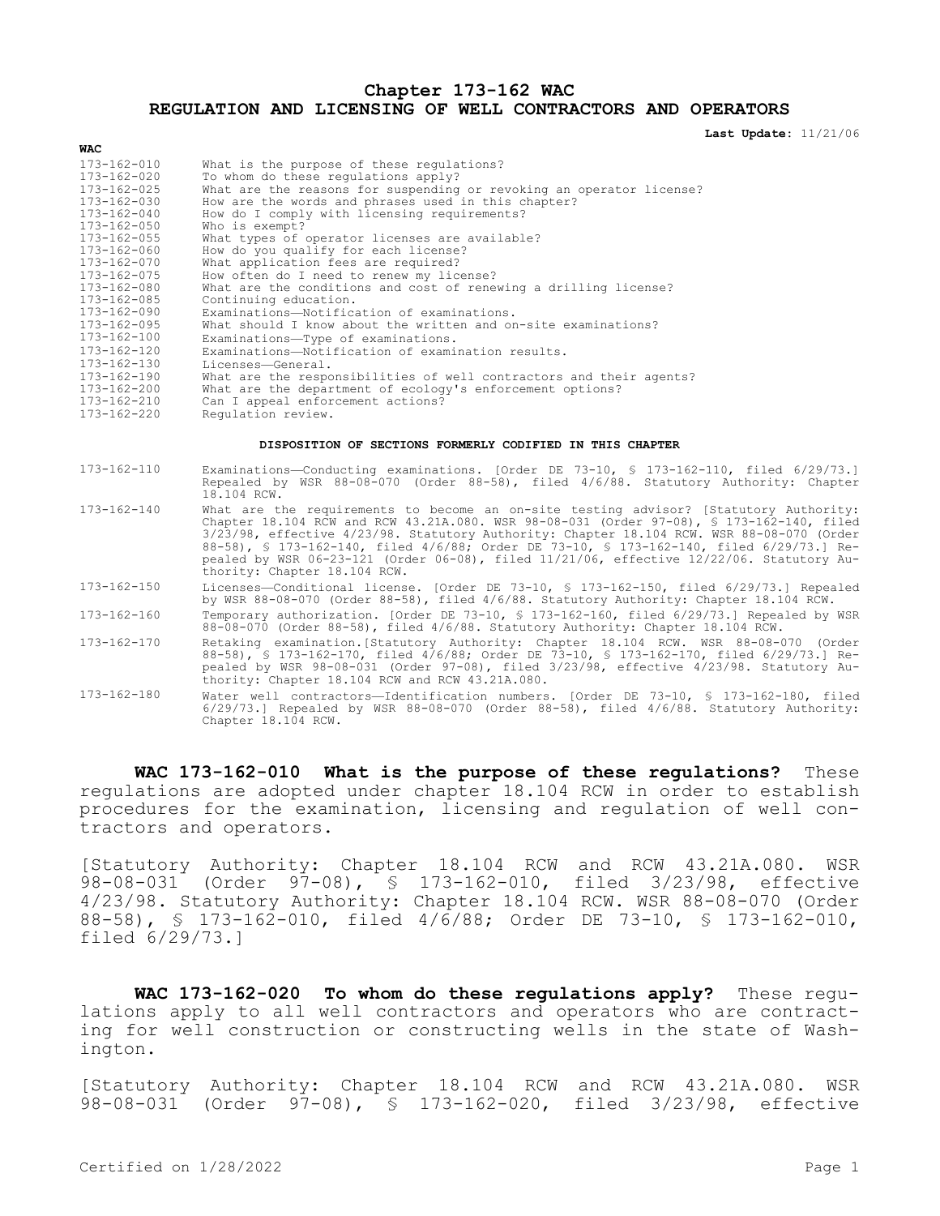# Chapter 173-162 WAC
# REGULATION AND LICENSING OF WELL CONTRACTORS AND OPERATORS

**Last Update:** 11/21/06

| WAC | |
|---|---|
| 173-162-010 | What is the purpose of these regulations? |
| 173-162-020 | To whom do these regulations apply? |
| 173-162-025 | What are the reasons for suspending or revoking an operator license? |
| 173-162-030 | How are the words and phrases used in this chapter? |
| 173-162-040 | How do I comply with licensing requirements? |
| 173-162-050 | Who is exempt? |
| 173-162-055 | What types of operator licenses are available? |
| 173-162-060 | How do you qualify for each license? |
| 173-162-070 | What application fees are required? |
| 173-162-075 | How often do I need to renew my license? |
| 173-162-080 | What are the conditions and cost of renewing a drilling license? |
| 173-162-085 | Continuing education. |
| 173-162-090 | Examinations—Notification of examinations. |
| 173-162-095 | What should I know about the written and on-site examinations? |
| 173-162-100 | Examinations—Type of examinations. |
| 173-162-120 | Examinations—Notification of examination results. |
| 173-162-130 | Licenses—General. |
| 173-162-190 | What are the responsibilities of well contractors and their agents? |
| 173-162-200 | What are the department of ecology's enforcement options? |
| 173-162-210 | Can I appeal enforcement actions? |
| 173-162-220 | Regulation review. |

**DISPOSITION OF SECTIONS FORMERLY CODIFIED IN THIS CHAPTER**

| | |
|---|---|
| 173-162-110 | Examinations—Conducting examinations. [Order DE 73-10, § 173-162-110, filed 6/29/73.] Repealed by WSR 88-08-070 (Order 88-58), filed 4/6/88. Statutory Authority: Chapter 18.104 RCW. |
| 173-162-140 | What are the requirements to become an on-site testing advisor? [Statutory Authority: Chapter 18.104 RCW and RCW 43.21A.080. WSR 98-08-031 (Order 97-08), § 173-162-140, filed 3/23/98, effective 4/23/98. Statutory Authority: Chapter 18.104 RCW. WSR 88-08-070 (Order 88-58), § 173-162-140, filed 4/6/88; Order DE 73-10, § 173-162-140, filed 6/29/73.] Repealed by WSR 06-23-121 (Order 06-08), filed 11/21/06, effective 12/22/06. Statutory Authority: Chapter 18.104 RCW. |
| 173-162-150 | Licenses—Conditional license. [Order DE 73-10, § 173-162-150, filed 6/29/73.] Repealed by WSR 88-08-070 (Order 88-58), filed 4/6/88. Statutory Authority: Chapter 18.104 RCW. |
| 173-162-160 | Temporary authorization. [Order DE 73-10, § 173-162-160, filed 6/29/73.] Repealed by WSR 88-08-070 (Order 88-58), filed 4/6/88. Statutory Authority: Chapter 18.104 RCW. |
| 173-162-170 | Retaking examination.[Statutory Authority: Chapter 18.104 RCW. WSR 88-08-070 (Order 88-58), § 173-162-170, filed 4/6/88; Order DE 73-10, § 173-162-170, filed 6/29/73.] Repealed by WSR 98-08-031 (Order 97-08), filed 3/23/98, effective 4/23/98. Statutory Authority: Chapter 18.104 RCW and RCW 43.21A.080. |
| 173-162-180 | Water well contractors—Identification numbers. [Order DE 73-10, § 173-162-180, filed 6/29/73.] Repealed by WSR 88-08-070 (Order 88-58), filed 4/6/88. Statutory Authority: Chapter 18.104 RCW. |

**WAC 173-162-010 What is the purpose of these regulations?** These regulations are adopted under chapter 18.104 RCW in order to establish procedures for the examination, licensing and regulation of well contractors and operators.

[Statutory Authority: Chapter 18.104 RCW and RCW 43.21A.080. WSR 98-08-031 (Order 97-08), § 173-162-010, filed 3/23/98, effective 4/23/98. Statutory Authority: Chapter 18.104 RCW. WSR 88-08-070 (Order 88-58), § 173-162-010, filed 4/6/88; Order DE 73-10, § 173-162-010, filed 6/29/73.]

**WAC 173-162-020 To whom do these regulations apply?** These regulations apply to all well contractors and operators who are contracting for well construction or constructing wells in the state of Washington.

[Statutory Authority: Chapter 18.104 RCW and RCW 43.21A.080. WSR 98-08-031 (Order 97-08), § 173-162-020, filed 3/23/98, effective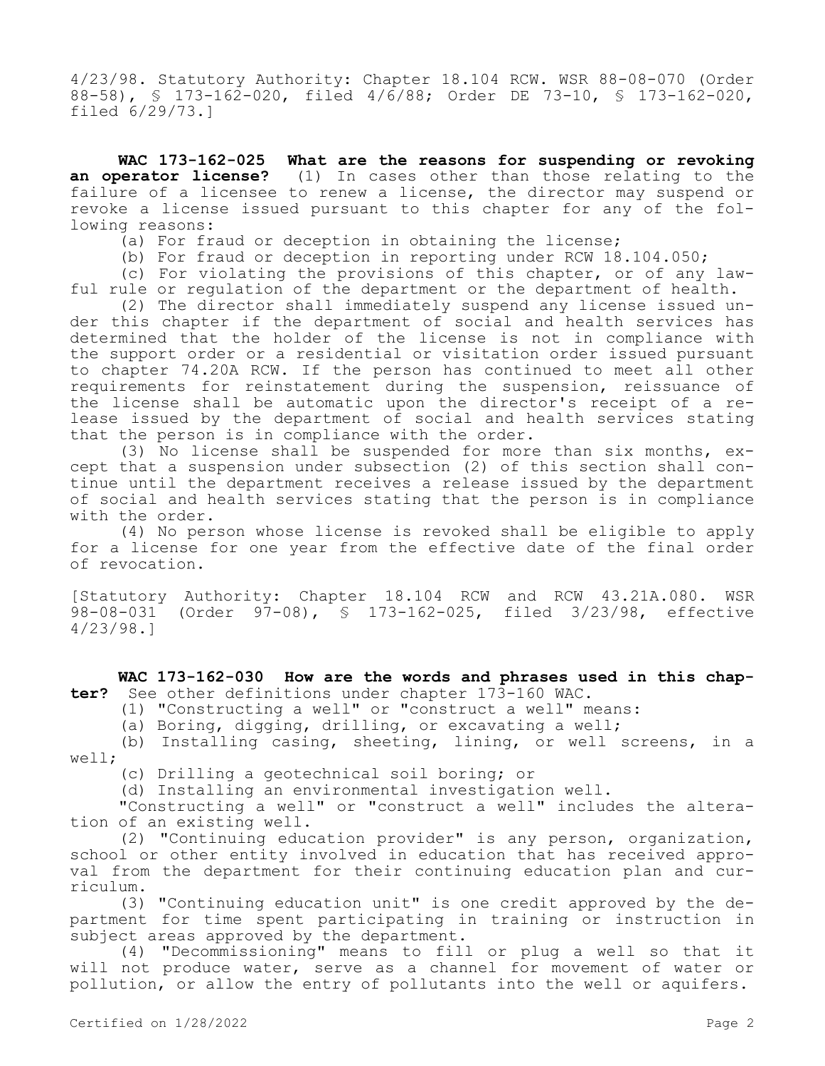4/23/98. Statutory Authority: Chapter 18.104 RCW. WSR 88-08-070 (Order 88-58), § 173-162-020, filed 4/6/88; Order DE 73-10, § 173-162-020, filed 6/29/73.]

**WAC 173-162-025 What are the reasons for suspending or revoking an operator license?** (1) In cases other than those relating to the failure of a licensee to renew a license, the director may suspend or revoke a license issued pursuant to this chapter for any of the following reasons:

(a) For fraud or deception in obtaining the license;

(b) For fraud or deception in reporting under RCW 18.104.050;

(c) For violating the provisions of this chapter, or of any lawful rule or regulation of the department or the department of health.

(2) The director shall immediately suspend any license issued under this chapter if the department of social and health services has determined that the holder of the license is not in compliance with the support order or a residential or visitation order issued pursuant to chapter 74.20A RCW. If the person has continued to meet all other requirements for reinstatement during the suspension, reissuance of the license shall be automatic upon the director's receipt of a release issued by the department of social and health services stating that the person is in compliance with the order.

(3) No license shall be suspended for more than six months, except that a suspension under subsection (2) of this section shall continue until the department receives a release issued by the department of social and health services stating that the person is in compliance with the order.

(4) No person whose license is revoked shall be eligible to apply for a license for one year from the effective date of the final order of revocation.

[Statutory Authority: Chapter 18.104 RCW and RCW 43.21A.080. WSR 98-08-031 (Order 97-08), § 173-162-025, filed 3/23/98, effective 4/23/98.]

**WAC 173-162-030 How are the words and phrases used in this chapter?** See other definitions under chapter 173-160 WAC.

(1) "Constructing a well" or "construct a well" means:

(a) Boring, digging, drilling, or excavating a well;

(b) Installing casing, sheeting, lining, or well screens, in a well;

(c) Drilling a geotechnical soil boring; or

(d) Installing an environmental investigation well.

"Constructing a well" or "construct a well" includes the alteration of an existing well.

(2) "Continuing education provider" is any person, organization, school or other entity involved in education that has received approval from the department for their continuing education plan and curriculum.

(3) "Continuing education unit" is one credit approved by the department for time spent participating in training or instruction in subject areas approved by the department.

(4) "Decommissioning" means to fill or plug a well so that it will not produce water, serve as a channel for movement of water or pollution, or allow the entry of pollutants into the well or aquifers.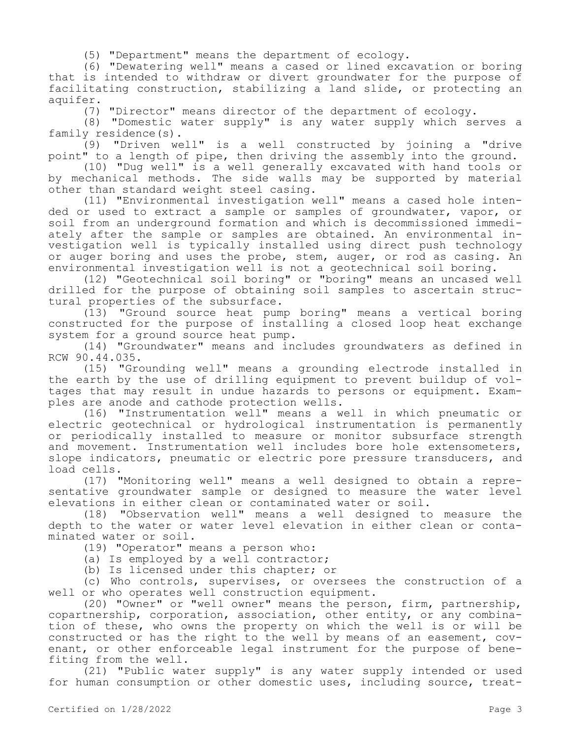(5) "Department" means the department of ecology.

(6) "Dewatering well" means a cased or lined excavation or boring that is intended to withdraw or divert groundwater for the purpose of facilitating construction, stabilizing a land slide, or protecting an aquifer.

(7) "Director" means director of the department of ecology.

(8) "Domestic water supply" is any water supply which serves a family residence(s).

(9) "Driven well" is a well constructed by joining a "drive point" to a length of pipe, then driving the assembly into the ground.

(10) "Dug well" is a well generally excavated with hand tools or by mechanical methods. The side walls may be supported by material other than standard weight steel casing.

(11) "Environmental investigation well" means a cased hole intended or used to extract a sample or samples of groundwater, vapor, or soil from an underground formation and which is decommissioned immediately after the sample or samples are obtained. An environmental investigation well is typically installed using direct push technology or auger boring and uses the probe, stem, auger, or rod as casing. An environmental investigation well is not a geotechnical soil boring.

(12) "Geotechnical soil boring" or "boring" means an uncased well drilled for the purpose of obtaining soil samples to ascertain structural properties of the subsurface.

(13) "Ground source heat pump boring" means a vertical boring constructed for the purpose of installing a closed loop heat exchange system for a ground source heat pump.

(14) "Groundwater" means and includes groundwaters as defined in RCW 90.44.035.

(15) "Grounding well" means a grounding electrode installed in the earth by the use of drilling equipment to prevent buildup of voltages that may result in undue hazards to persons or equipment. Examples are anode and cathode protection wells.

(16) "Instrumentation well" means a well in which pneumatic or electric geotechnical or hydrological instrumentation is permanently or periodically installed to measure or monitor subsurface strength and movement. Instrumentation well includes bore hole extensometers, slope indicators, pneumatic or electric pore pressure transducers, and load cells.

(17) "Monitoring well" means a well designed to obtain a representative groundwater sample or designed to measure the water level elevations in either clean or contaminated water or soil.

(18) "Observation well" means a well designed to measure the depth to the water or water level elevation in either clean or contaminated water or soil.

(19) "Operator" means a person who:

(a) Is employed by a well contractor;

(b) Is licensed under this chapter; or

(c) Who controls, supervises, or oversees the construction of a well or who operates well construction equipment.

(20) "Owner" or "well owner" means the person, firm, partnership, copartnership, corporation, association, other entity, or any combination of these, who owns the property on which the well is or will be constructed or has the right to the well by means of an easement, covenant, or other enforceable legal instrument for the purpose of benefiting from the well.

(21) "Public water supply" is any water supply intended or used for human consumption or other domestic uses, including source, treat-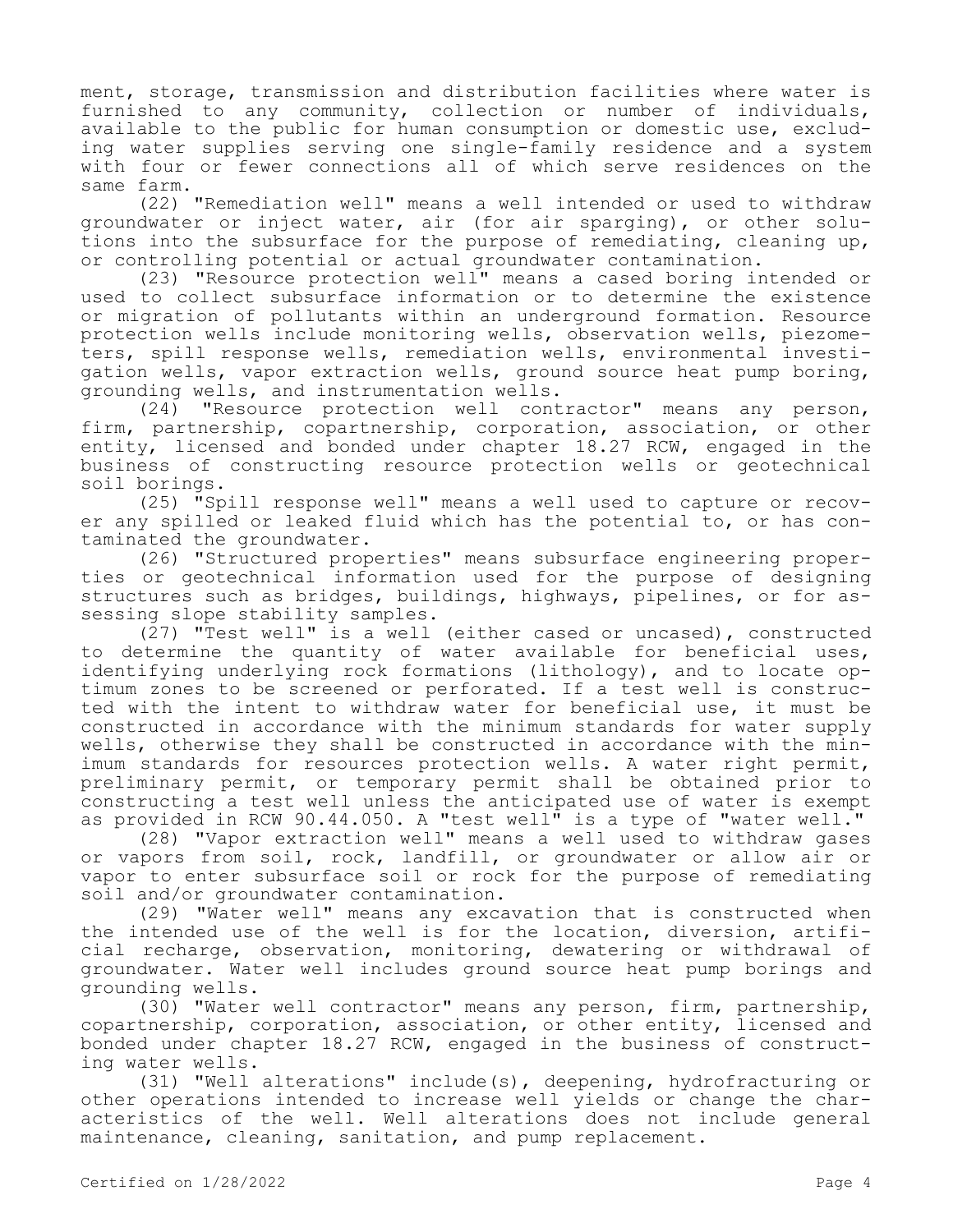ment, storage, transmission and distribution facilities where water is furnished to any community, collection or number of individuals, available to the public for human consumption or domestic use, excluding water supplies serving one single-family residence and a system with four or fewer connections all of which serve residences on the same farm.

(22) "Remediation well" means a well intended or used to withdraw groundwater or inject water, air (for air sparging), or other solutions into the subsurface for the purpose of remediating, cleaning up, or controlling potential or actual groundwater contamination.

(23) "Resource protection well" means a cased boring intended or used to collect subsurface information or to determine the existence or migration of pollutants within an underground formation. Resource protection wells include monitoring wells, observation wells, piezometers, spill response wells, remediation wells, environmental investigation wells, vapor extraction wells, ground source heat pump boring, grounding wells, and instrumentation wells.

(24) "Resource protection well contractor" means any person, firm, partnership, copartnership, corporation, association, or other entity, licensed and bonded under chapter 18.27 RCW, engaged in the business of constructing resource protection wells or geotechnical soil borings.

(25) "Spill response well" means a well used to capture or recover any spilled or leaked fluid which has the potential to, or has contaminated the groundwater.

(26) "Structured properties" means subsurface engineering properties or geotechnical information used for the purpose of designing structures such as bridges, buildings, highways, pipelines, or for assessing slope stability samples.

(27) "Test well" is a well (either cased or uncased), constructed to determine the quantity of water available for beneficial uses, identifying underlying rock formations (lithology), and to locate optimum zones to be screened or perforated. If a test well is constructed with the intent to withdraw water for beneficial use, it must be constructed in accordance with the minimum standards for water supply wells, otherwise they shall be constructed in accordance with the minimum standards for resources protection wells. A water right permit, preliminary permit, or temporary permit shall be obtained prior to constructing a test well unless the anticipated use of water is exempt as provided in RCW 90.44.050. A "test well" is a type of "water well."

(28) "Vapor extraction well" means a well used to withdraw gases or vapors from soil, rock, landfill, or groundwater or allow air or vapor to enter subsurface soil or rock for the purpose of remediating soil and/or groundwater contamination.

(29) "Water well" means any excavation that is constructed when the intended use of the well is for the location, diversion, artificial recharge, observation, monitoring, dewatering or withdrawal of groundwater. Water well includes ground source heat pump borings and grounding wells.

(30) "Water well contractor" means any person, firm, partnership, copartnership, corporation, association, or other entity, licensed and bonded under chapter 18.27 RCW, engaged in the business of constructing water wells.

(31) "Well alterations" include(s), deepening, hydrofracturing or other operations intended to increase well yields or change the characteristics of the well. Well alterations does not include general maintenance, cleaning, sanitation, and pump replacement.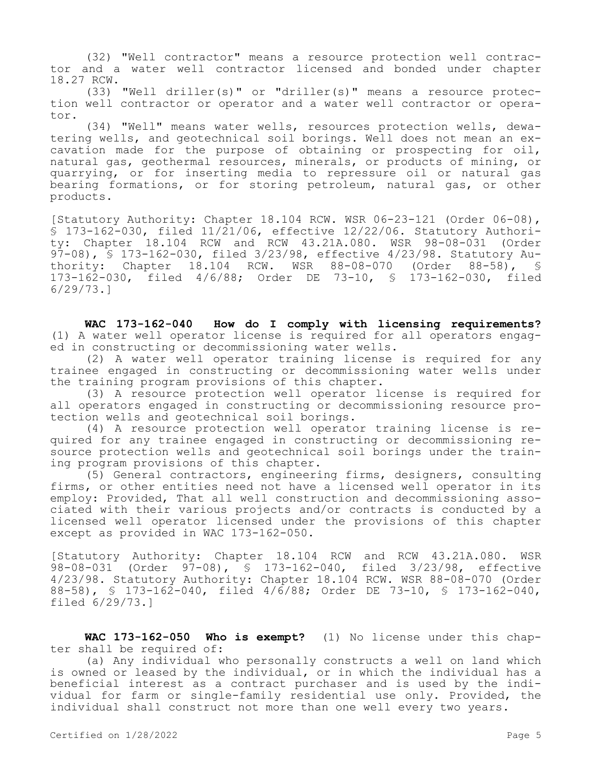(32) "Well contractor" means a resource protection well contractor and a water well contractor licensed and bonded under chapter 18.27 RCW.

(33) "Well driller(s)" or "driller(s)" means a resource protection well contractor or operator and a water well contractor or operator.

(34) "Well" means water wells, resources protection wells, dewatering wells, and geotechnical soil borings. Well does not mean an excavation made for the purpose of obtaining or prospecting for oil, natural gas, geothermal resources, minerals, or products of mining, or quarrying, or for inserting media to repressure oil or natural gas bearing formations, or for storing petroleum, natural gas, or other products.

[Statutory Authority: Chapter 18.104 RCW. WSR 06-23-121 (Order 06-08), § 173-162-030, filed 11/21/06, effective 12/22/06. Statutory Authority: Chapter 18.104 RCW and RCW 43.21A.080. WSR 98-08-031 (Order 97-08), § 173-162-030, filed 3/23/98, effective 4/23/98. Statutory Authority: Chapter 18.104 RCW. WSR 88-08-070 (Order 88-58), § 173-162-030, filed 4/6/88; Order DE 73-10, § 173-162-030, filed 6/29/73.]

**WAC 173-162-040 How do I comply with licensing requirements?** (1) A water well operator license is required for all operators engaged in constructing or decommissioning water wells.

(2) A water well operator training license is required for any trainee engaged in constructing or decommissioning water wells under the training program provisions of this chapter.

(3) A resource protection well operator license is required for all operators engaged in constructing or decommissioning resource protection wells and geotechnical soil borings.

(4) A resource protection well operator training license is required for any trainee engaged in constructing or decommissioning resource protection wells and geotechnical soil borings under the training program provisions of this chapter.

(5) General contractors, engineering firms, designers, consulting firms, or other entities need not have a licensed well operator in its employ: Provided, That all well construction and decommissioning associated with their various projects and/or contracts is conducted by a licensed well operator licensed under the provisions of this chapter except as provided in WAC 173-162-050.

[Statutory Authority: Chapter 18.104 RCW and RCW 43.21A.080. WSR 98-08-031 (Order 97-08), § 173-162-040, filed 3/23/98, effective 4/23/98. Statutory Authority: Chapter 18.104 RCW. WSR 88-08-070 (Order 88-58), § 173-162-040, filed 4/6/88; Order DE 73-10, § 173-162-040, filed 6/29/73.]

**WAC 173-162-050 Who is exempt?** (1) No license under this chapter shall be required of:

(a) Any individual who personally constructs a well on land which is owned or leased by the individual, or in which the individual has a beneficial interest as a contract purchaser and is used by the individual for farm or single-family residential use only. Provided, the individual shall construct not more than one well every two years.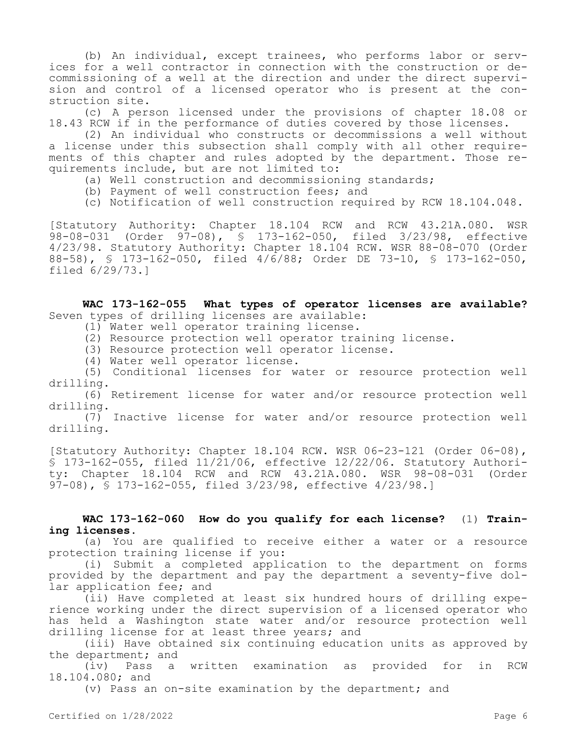(b) An individual, except trainees, who performs labor or services for a well contractor in connection with the construction or decommissioning of a well at the direction and under the direct supervision and control of a licensed operator who is present at the construction site.

(c) A person licensed under the provisions of chapter 18.08 or 18.43 RCW if in the performance of duties covered by those licenses.

(2) An individual who constructs or decommissions a well without a license under this subsection shall comply with all other requirements of this chapter and rules adopted by the department. Those requirements include, but are not limited to:

(a) Well construction and decommissioning standards;

(b) Payment of well construction fees; and

(c) Notification of well construction required by RCW 18.104.048.

[Statutory Authority: Chapter 18.104 RCW and RCW 43.21A.080. WSR 98-08-031 (Order 97-08), § 173-162-050, filed 3/23/98, effective 4/23/98. Statutory Authority: Chapter 18.104 RCW. WSR 88-08-070 (Order 88-58), § 173-162-050, filed 4/6/88; Order DE 73-10, § 173-162-050, filed 6/29/73.]

**WAC 173-162-055 What types of operator licenses are available?** Seven types of drilling licenses are available:

(1) Water well operator training license.

(2) Resource protection well operator training license.

(3) Resource protection well operator license.

(4) Water well operator license.

(5) Conditional licenses for water or resource protection well drilling.

(6) Retirement license for water and/or resource protection well drilling.

(7) Inactive license for water and/or resource protection well drilling.

[Statutory Authority: Chapter 18.104 RCW. WSR 06-23-121 (Order 06-08), § 173-162-055, filed 11/21/06, effective 12/22/06. Statutory Authority: Chapter 18.104 RCW and RCW 43.21A.080. WSR 98-08-031 (Order 97-08), § 173-162-055, filed 3/23/98, effective 4/23/98.]

**WAC 173-162-060 How do you qualify for each license?** (1) **Training licenses.**

(a) You are qualified to receive either a water or a resource protection training license if you:

(i) Submit a completed application to the department on forms provided by the department and pay the department a seventy-five dollar application fee; and

(ii) Have completed at least six hundred hours of drilling experience working under the direct supervision of a licensed operator who has held a Washington state water and/or resource protection well drilling license for at least three years; and

(iii) Have obtained six continuing education units as approved by the department; and

(iv) Pass a written examination as provided for in RCW 18.104.080; and

(v) Pass an on-site examination by the department; and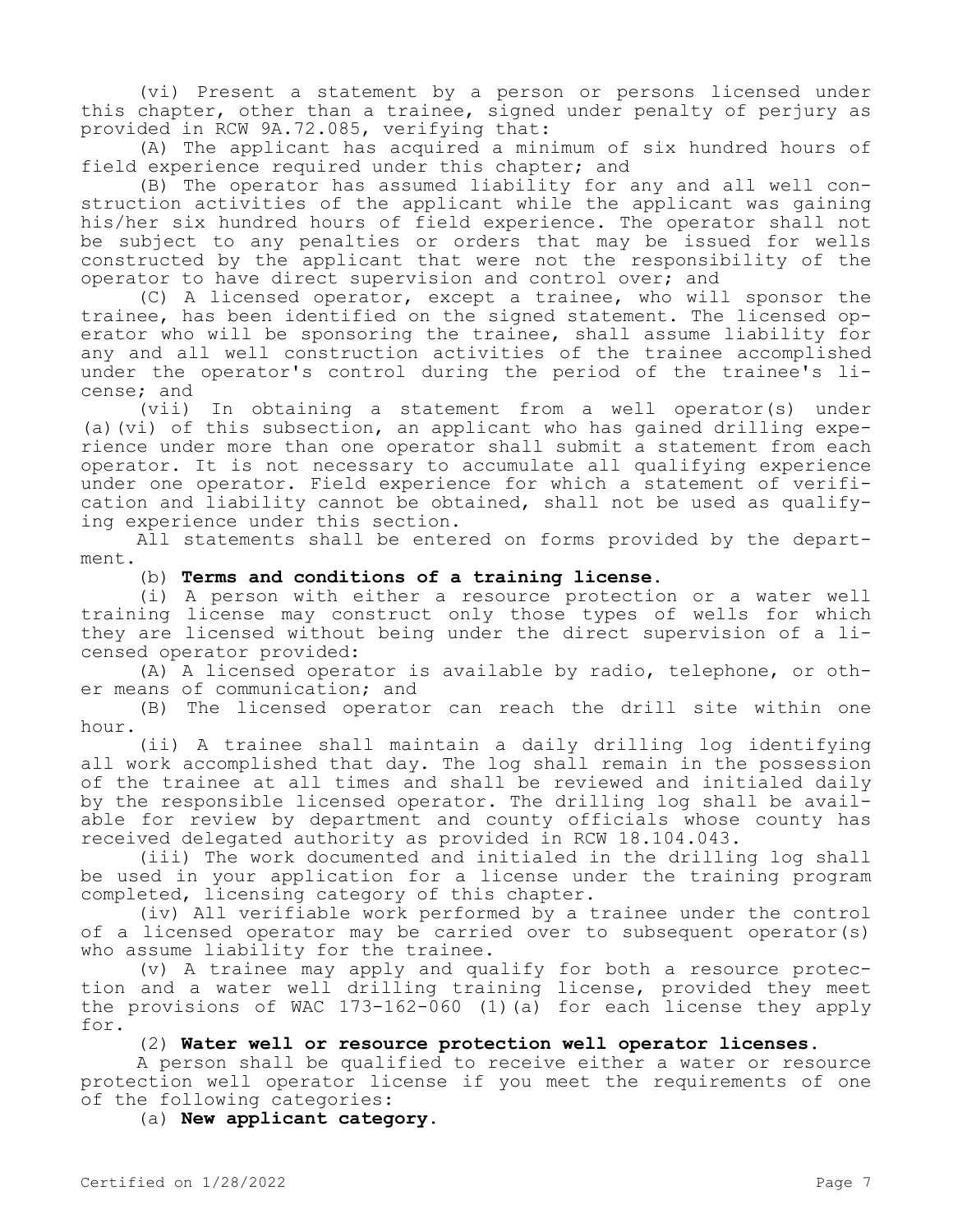(vi) Present a statement by a person or persons licensed under this chapter, other than a trainee, signed under penalty of perjury as provided in RCW 9A.72.085, verifying that:

(A) The applicant has acquired a minimum of six hundred hours of field experience required under this chapter; and

(B) The operator has assumed liability for any and all well construction activities of the applicant while the applicant was gaining his/her six hundred hours of field experience. The operator shall not be subject to any penalties or orders that may be issued for wells constructed by the applicant that were not the responsibility of the operator to have direct supervision and control over; and

(C) A licensed operator, except a trainee, who will sponsor the trainee, has been identified on the signed statement. The licensed operator who will be sponsoring the trainee, shall assume liability for any and all well construction activities of the trainee accomplished under the operator's control during the period of the trainee's license; and

(vii) In obtaining a statement from a well operator(s) under (a)(vi) of this subsection, an applicant who has gained drilling experience under more than one operator shall submit a statement from each operator. It is not necessary to accumulate all qualifying experience under one operator. Field experience for which a statement of verification and liability cannot be obtained, shall not be used as qualifying experience under this section.

All statements shall be entered on forms provided by the department.

(b) **Terms and conditions of a training license.**

(i) A person with either a resource protection or a water well training license may construct only those types of wells for which they are licensed without being under the direct supervision of a licensed operator provided:

(A) A licensed operator is available by radio, telephone, or other means of communication; and

(B) The licensed operator can reach the drill site within one hour.

(ii) A trainee shall maintain a daily drilling log identifying all work accomplished that day. The log shall remain in the possession of the trainee at all times and shall be reviewed and initialed daily by the responsible licensed operator. The drilling log shall be available for review by department and county officials whose county has received delegated authority as provided in RCW 18.104.043.

(iii) The work documented and initialed in the drilling log shall be used in your application for a license under the training program completed, licensing category of this chapter.

(iv) All verifiable work performed by a trainee under the control of a licensed operator may be carried over to subsequent operator(s) who assume liability for the trainee.

(v) A trainee may apply and qualify for both a resource protection and a water well drilling training license, provided they meet the provisions of WAC 173-162-060 (1)(a) for each license they apply for.

(2) **Water well or resource protection well operator licenses.**

A person shall be qualified to receive either a water or resource protection well operator license if you meet the requirements of one of the following categories:

(a) **New applicant category.**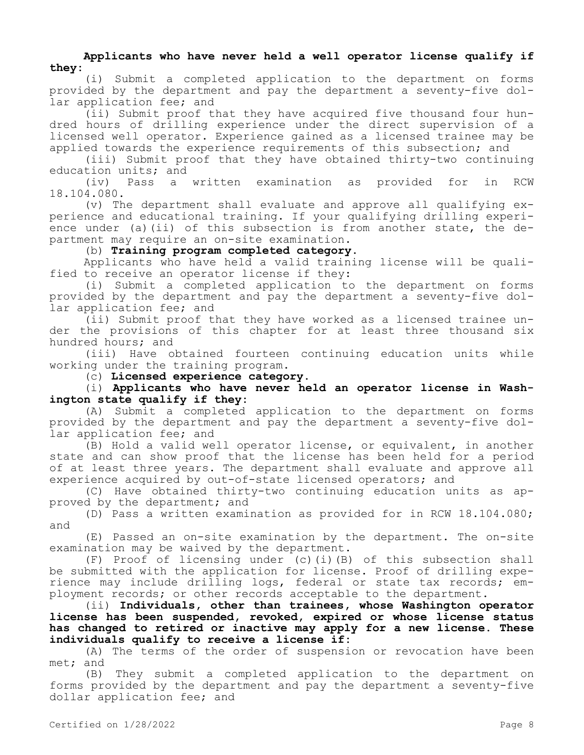**Applicants who have never held a well operator license qualify if they:**

(i) Submit a completed application to the department on forms provided by the department and pay the department a seventy-five dollar application fee; and

(ii) Submit proof that they have acquired five thousand four hundred hours of drilling experience under the direct supervision of a licensed well operator. Experience gained as a licensed trainee may be applied towards the experience requirements of this subsection; and

(iii) Submit proof that they have obtained thirty-two continuing education units; and

(iv) Pass a written examination as provided for in RCW 18.104.080.

(v) The department shall evaluate and approve all qualifying experience and educational training. If your qualifying drilling experience under (a)(ii) of this subsection is from another state, the department may require an on-site examination.

(b) **Training program completed category.**

Applicants who have held a valid training license will be qualified to receive an operator license if they:

(i) Submit a completed application to the department on forms provided by the department and pay the department a seventy-five dollar application fee; and

(ii) Submit proof that they have worked as a licensed trainee under the provisions of this chapter for at least three thousand six hundred hours; and

(iii) Have obtained fourteen continuing education units while working under the training program.

(c) **Licensed experience category.**

(i) **Applicants who have never held an operator license in Washington state qualify if they:**

(A) Submit a completed application to the department on forms provided by the department and pay the department a seventy-five dollar application fee; and

(B) Hold a valid well operator license, or equivalent, in another state and can show proof that the license has been held for a period of at least three years. The department shall evaluate and approve all experience acquired by out-of-state licensed operators; and

(C) Have obtained thirty-two continuing education units as approved by the department; and

(D) Pass a written examination as provided for in RCW 18.104.080; and

(E) Passed an on-site examination by the department. The on-site examination may be waived by the department.

(F) Proof of licensing under (c)(i)(B) of this subsection shall be submitted with the application for license. Proof of drilling experience may include drilling logs, federal or state tax records; employment records; or other records acceptable to the department.

(ii) **Individuals, other than trainees, whose Washington operator license has been suspended, revoked, expired or whose license status has changed to retired or inactive may apply for a new license. These individuals qualify to receive a license if:**

(A) The terms of the order of suspension or revocation have been met; and

(B) They submit a completed application to the department on forms provided by the department and pay the department a seventy-five dollar application fee; and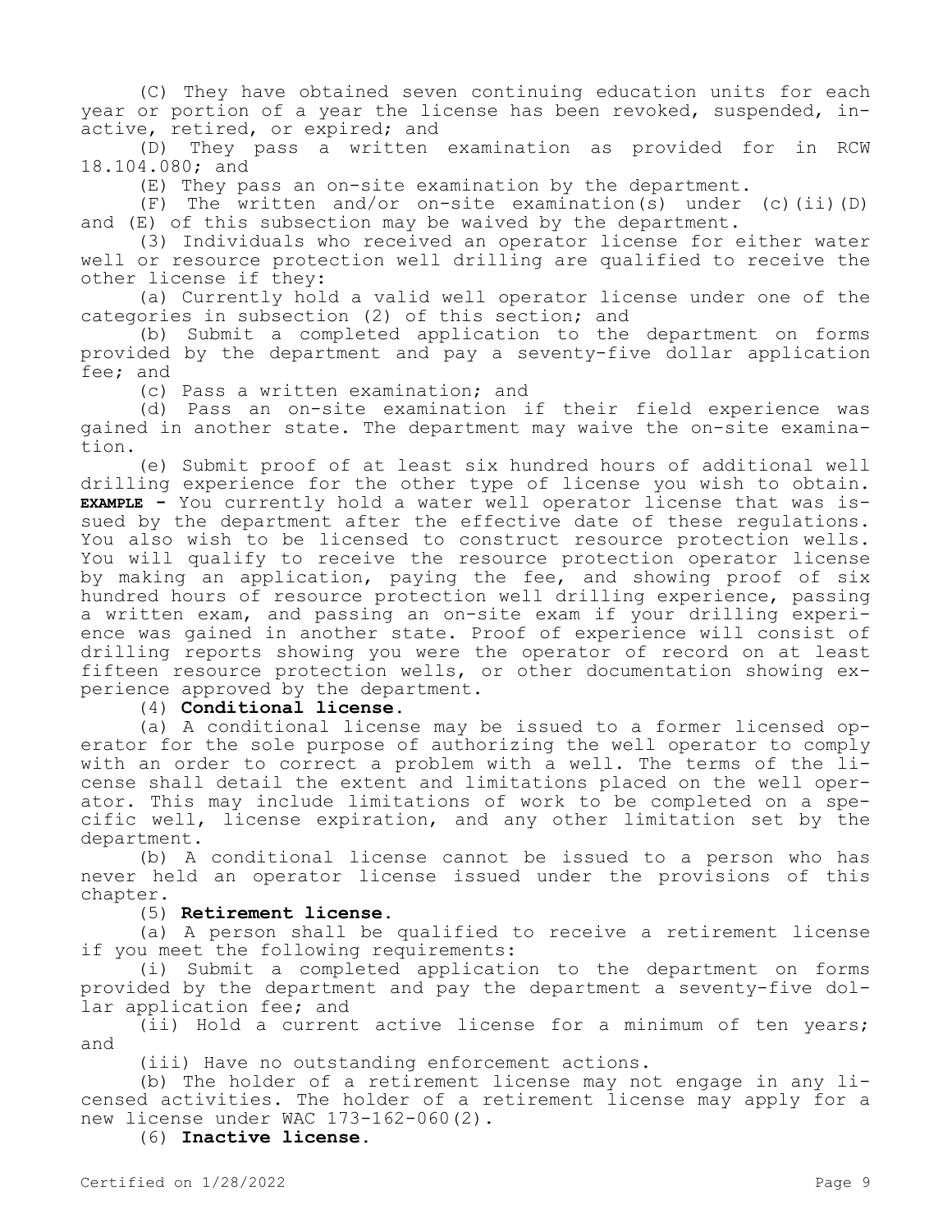(C) They have obtained seven continuing education units for each year or portion of a year the license has been revoked, suspended, inactive, retired, or expired; and

(D) They pass a written examination as provided for in RCW 18.104.080; and

(E) They pass an on-site examination by the department.

(F) The written and/or on-site examination(s) under (c)(ii)(D) and (E) of this subsection may be waived by the department.

(3) Individuals who received an operator license for either water well or resource protection well drilling are qualified to receive the other license if they:

(a) Currently hold a valid well operator license under one of the categories in subsection (2) of this section; and

(b) Submit a completed application to the department on forms provided by the department and pay a seventy-five dollar application fee; and

(c) Pass a written examination; and

(d) Pass an on-site examination if their field experience was gained in another state. The department may waive the on-site examination.

(e) Submit proof of at least six hundred hours of additional well drilling experience for the other type of license you wish to obtain. **EXAMPLE** - You currently hold a water well operator license that was issued by the department after the effective date of these regulations. You also wish to be licensed to construct resource protection wells. You will qualify to receive the resource protection operator license by making an application, paying the fee, and showing proof of six hundred hours of resource protection well drilling experience, passing a written exam, and passing an on-site exam if your drilling experience was gained in another state. Proof of experience will consist of drilling reports showing you were the operator of record on at least fifteen resource protection wells, or other documentation showing experience approved by the department.

(4) **Conditional license.**

(a) A conditional license may be issued to a former licensed operator for the sole purpose of authorizing the well operator to comply with an order to correct a problem with a well. The terms of the license shall detail the extent and limitations placed on the well operator. This may include limitations of work to be completed on a specific well, license expiration, and any other limitation set by the department.

(b) A conditional license cannot be issued to a person who has never held an operator license issued under the provisions of this chapter.

(5) **Retirement license.**

(a) A person shall be qualified to receive a retirement license if you meet the following requirements:

(i) Submit a completed application to the department on forms provided by the department and pay the department a seventy-five dollar application fee; and

(ii) Hold a current active license for a minimum of ten years; and

(iii) Have no outstanding enforcement actions.

(b) The holder of a retirement license may not engage in any licensed activities. The holder of a retirement license may apply for a new license under WAC 173-162-060(2).

(6) **Inactive license.**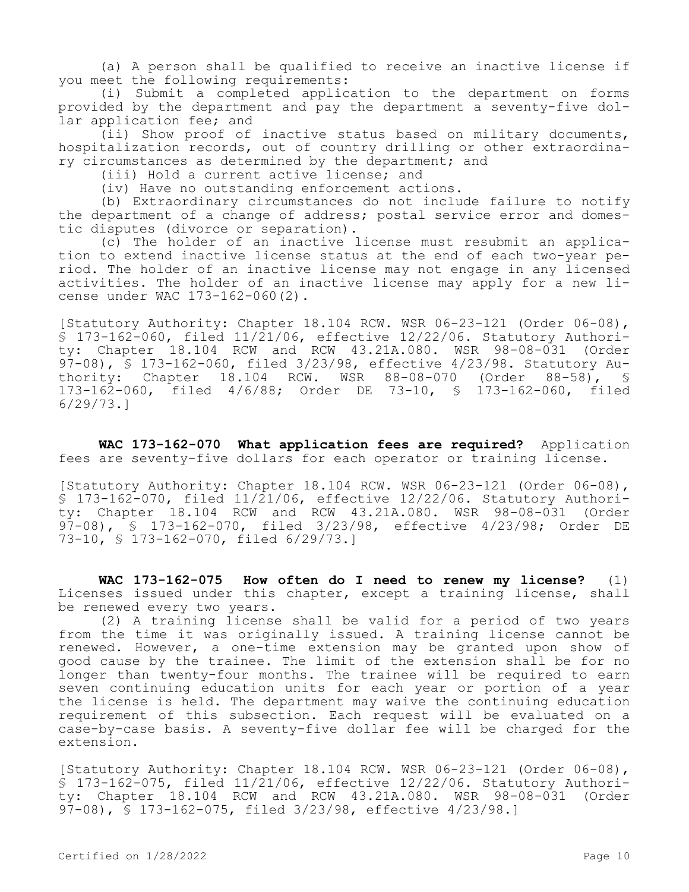(a) A person shall be qualified to receive an inactive license if you meet the following requirements:

(i) Submit a completed application to the department on forms provided by the department and pay the department a seventy-five dollar application fee; and

(ii) Show proof of inactive status based on military documents, hospitalization records, out of country drilling or other extraordinary circumstances as determined by the department; and

(iii) Hold a current active license; and

(iv) Have no outstanding enforcement actions.

(b) Extraordinary circumstances do not include failure to notify the department of a change of address; postal service error and domestic disputes (divorce or separation).

(c) The holder of an inactive license must resubmit an application to extend inactive license status at the end of each two-year period. The holder of an inactive license may not engage in any licensed activities. The holder of an inactive license may apply for a new license under WAC 173-162-060(2).

[Statutory Authority: Chapter 18.104 RCW. WSR 06-23-121 (Order 06-08), § 173-162-060, filed 11/21/06, effective 12/22/06. Statutory Authority: Chapter 18.104 RCW and RCW 43.21A.080. WSR 98-08-031 (Order 97-08), § 173-162-060, filed 3/23/98, effective 4/23/98. Statutory Authority: Chapter 18.104 RCW. WSR 88-08-070 (Order 88-58), § 173-162-060, filed 4/6/88; Order DE 73-10, § 173-162-060, filed 6/29/73.]

**WAC 173-162-070 What application fees are required?** Application fees are seventy-five dollars for each operator or training license.

[Statutory Authority: Chapter 18.104 RCW. WSR 06-23-121 (Order 06-08), § 173-162-070, filed 11/21/06, effective 12/22/06. Statutory Authority: Chapter 18.104 RCW and RCW 43.21A.080. WSR 98-08-031 (Order 97-08), § 173-162-070, filed 3/23/98, effective 4/23/98; Order DE 73-10, § 173-162-070, filed 6/29/73.]

**WAC 173-162-075 How often do I need to renew my license?** (1) Licenses issued under this chapter, except a training license, shall be renewed every two years.

(2) A training license shall be valid for a period of two years from the time it was originally issued. A training license cannot be renewed. However, a one-time extension may be granted upon show of good cause by the trainee. The limit of the extension shall be for no longer than twenty-four months. The trainee will be required to earn seven continuing education units for each year or portion of a year the license is held. The department may waive the continuing education requirement of this subsection. Each request will be evaluated on a case-by-case basis. A seventy-five dollar fee will be charged for the extension.

[Statutory Authority: Chapter 18.104 RCW. WSR 06-23-121 (Order 06-08), § 173-162-075, filed 11/21/06, effective 12/22/06. Statutory Authority: Chapter 18.104 RCW and RCW 43.21A.080. WSR 98-08-031 (Order 97-08), § 173-162-075, filed 3/23/98, effective 4/23/98.]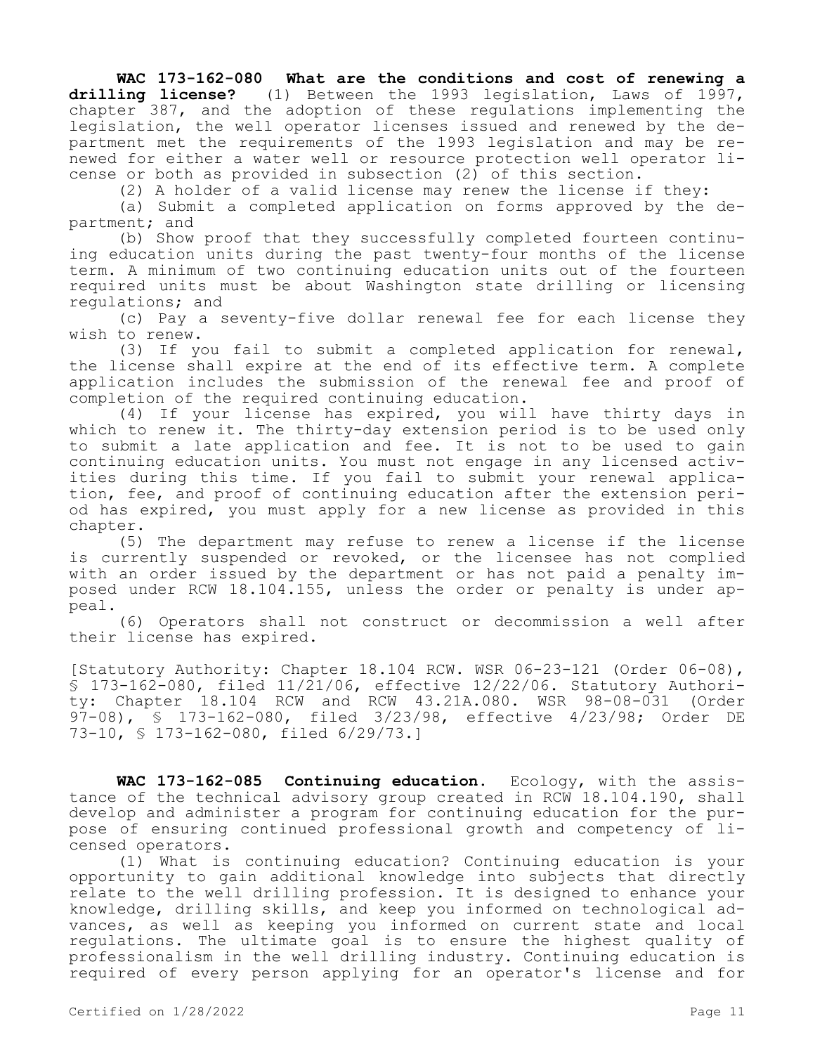**WAC 173-162-080 What are the conditions and cost of renewing a drilling license?** (1) Between the 1993 legislation, Laws of 1997, chapter 387, and the adoption of these regulations implementing the legislation, the well operator licenses issued and renewed by the department met the requirements of the 1993 legislation and may be renewed for either a water well or resource protection well operator license or both as provided in subsection (2) of this section.

(2) A holder of a valid license may renew the license if they:

(a) Submit a completed application on forms approved by the department; and

(b) Show proof that they successfully completed fourteen continuing education units during the past twenty-four months of the license term. A minimum of two continuing education units out of the fourteen required units must be about Washington state drilling or licensing regulations; and

(c) Pay a seventy-five dollar renewal fee for each license they wish to renew.

(3) If you fail to submit a completed application for renewal, the license shall expire at the end of its effective term. A complete application includes the submission of the renewal fee and proof of completion of the required continuing education.

(4) If your license has expired, you will have thirty days in which to renew it. The thirty-day extension period is to be used only to submit a late application and fee. It is not to be used to gain continuing education units. You must not engage in any licensed activities during this time. If you fail to submit your renewal application, fee, and proof of continuing education after the extension period has expired, you must apply for a new license as provided in this chapter.

(5) The department may refuse to renew a license if the license is currently suspended or revoked, or the licensee has not complied with an order issued by the department or has not paid a penalty imposed under RCW 18.104.155, unless the order or penalty is under appeal.

(6) Operators shall not construct or decommission a well after their license has expired.

[Statutory Authority: Chapter 18.104 RCW. WSR 06-23-121 (Order 06-08), § 173-162-080, filed 11/21/06, effective 12/22/06. Statutory Authority: Chapter 18.104 RCW and RCW 43.21A.080. WSR 98-08-031 (Order 97-08), § 173-162-080, filed 3/23/98, effective 4/23/98; Order DE 73-10, § 173-162-080, filed 6/29/73.]

**WAC 173-162-085 Continuing education.** Ecology, with the assistance of the technical advisory group created in RCW 18.104.190, shall develop and administer a program for continuing education for the purpose of ensuring continued professional growth and competency of licensed operators.

(1) What is continuing education? Continuing education is your opportunity to gain additional knowledge into subjects that directly relate to the well drilling profession. It is designed to enhance your knowledge, drilling skills, and keep you informed on technological advances, as well as keeping you informed on current state and local regulations. The ultimate goal is to ensure the highest quality of professionalism in the well drilling industry. Continuing education is required of every person applying for an operator's license and for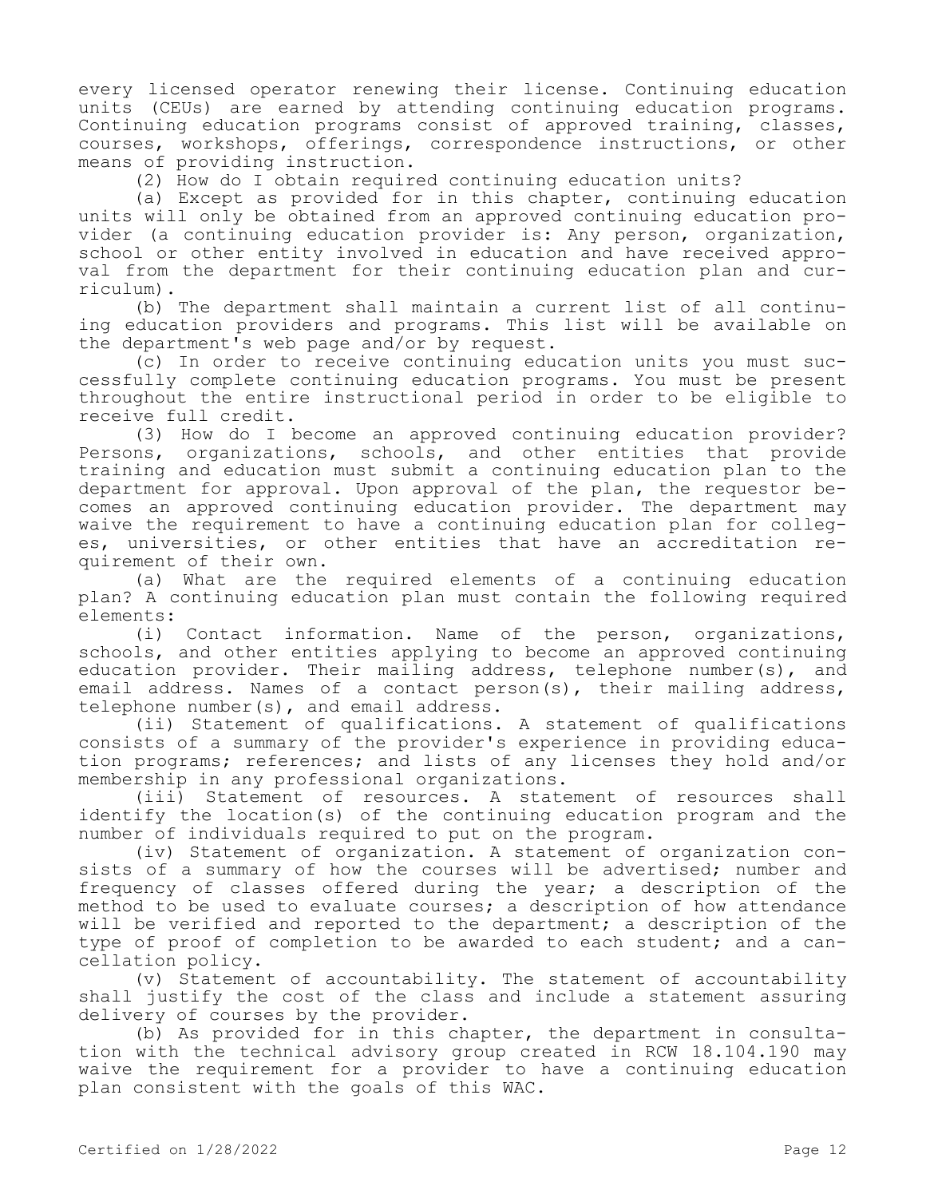every licensed operator renewing their license. Continuing education units (CEUs) are earned by attending continuing education programs. Continuing education programs consist of approved training, classes, courses, workshops, offerings, correspondence instructions, or other means of providing instruction.

(2) How do I obtain required continuing education units?

(a) Except as provided for in this chapter, continuing education units will only be obtained from an approved continuing education provider (a continuing education provider is: Any person, organization, school or other entity involved in education and have received approval from the department for their continuing education plan and curriculum).

(b) The department shall maintain a current list of all continuing education providers and programs. This list will be available on the department's web page and/or by request.

(c) In order to receive continuing education units you must successfully complete continuing education programs. You must be present throughout the entire instructional period in order to be eligible to receive full credit.

(3) How do I become an approved continuing education provider? Persons, organizations, schools, and other entities that provide training and education must submit a continuing education plan to the department for approval. Upon approval of the plan, the requestor becomes an approved continuing education provider. The department may waive the requirement to have a continuing education plan for colleges, universities, or other entities that have an accreditation requirement of their own.

(a) What are the required elements of a continuing education plan? A continuing education plan must contain the following required elements:

(i) Contact information. Name of the person, organizations, schools, and other entities applying to become an approved continuing education provider. Their mailing address, telephone number(s), and email address. Names of a contact person(s), their mailing address, telephone number(s), and email address.

(ii) Statement of qualifications. A statement of qualifications consists of a summary of the provider's experience in providing education programs; references; and lists of any licenses they hold and/or membership in any professional organizations.

(iii) Statement of resources. A statement of resources shall identify the location(s) of the continuing education program and the number of individuals required to put on the program.

(iv) Statement of organization. A statement of organization consists of a summary of how the courses will be advertised; number and frequency of classes offered during the year; a description of the method to be used to evaluate courses; a description of how attendance will be verified and reported to the department; a description of the type of proof of completion to be awarded to each student; and a cancellation policy.

(v) Statement of accountability. The statement of accountability shall justify the cost of the class and include a statement assuring delivery of courses by the provider.

(b) As provided for in this chapter, the department in consultation with the technical advisory group created in RCW 18.104.190 may waive the requirement for a provider to have a continuing education plan consistent with the goals of this WAC.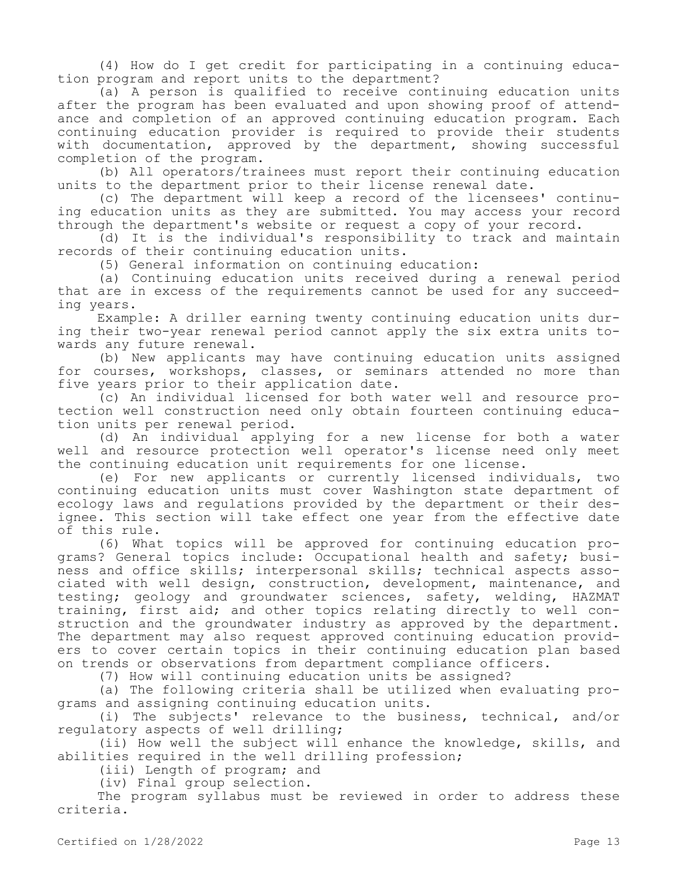(4) How do I get credit for participating in a continuing education program and report units to the department?

(a) A person is qualified to receive continuing education units after the program has been evaluated and upon showing proof of attendance and completion of an approved continuing education program. Each continuing education provider is required to provide their students with documentation, approved by the department, showing successful completion of the program.

(b) All operators/trainees must report their continuing education units to the department prior to their license renewal date.

(c) The department will keep a record of the licensees' continuing education units as they are submitted. You may access your record through the department's website or request a copy of your record.

(d) It is the individual's responsibility to track and maintain records of their continuing education units.

(5) General information on continuing education:

(a) Continuing education units received during a renewal period that are in excess of the requirements cannot be used for any succeeding years.

Example: A driller earning twenty continuing education units during their two-year renewal period cannot apply the six extra units towards any future renewal.

(b) New applicants may have continuing education units assigned for courses, workshops, classes, or seminars attended no more than five years prior to their application date.

(c) An individual licensed for both water well and resource protection well construction need only obtain fourteen continuing education units per renewal period.

(d) An individual applying for a new license for both a water well and resource protection well operator's license need only meet the continuing education unit requirements for one license.

(e) For new applicants or currently licensed individuals, two continuing education units must cover Washington state department of ecology laws and regulations provided by the department or their designee. This section will take effect one year from the effective date of this rule.

(6) What topics will be approved for continuing education programs? General topics include: Occupational health and safety; business and office skills; interpersonal skills; technical aspects associated with well design, construction, development, maintenance, and testing; geology and groundwater sciences, safety, welding, HAZMAT training, first aid; and other topics relating directly to well construction and the groundwater industry as approved by the department. The department may also request approved continuing education providers to cover certain topics in their continuing education plan based on trends or observations from department compliance officers.

(7) How will continuing education units be assigned?

(a) The following criteria shall be utilized when evaluating programs and assigning continuing education units.

(i) The subjects' relevance to the business, technical, and/or regulatory aspects of well drilling;

(ii) How well the subject will enhance the knowledge, skills, and abilities required in the well drilling profession;

(iii) Length of program; and

(iv) Final group selection.

The program syllabus must be reviewed in order to address these criteria.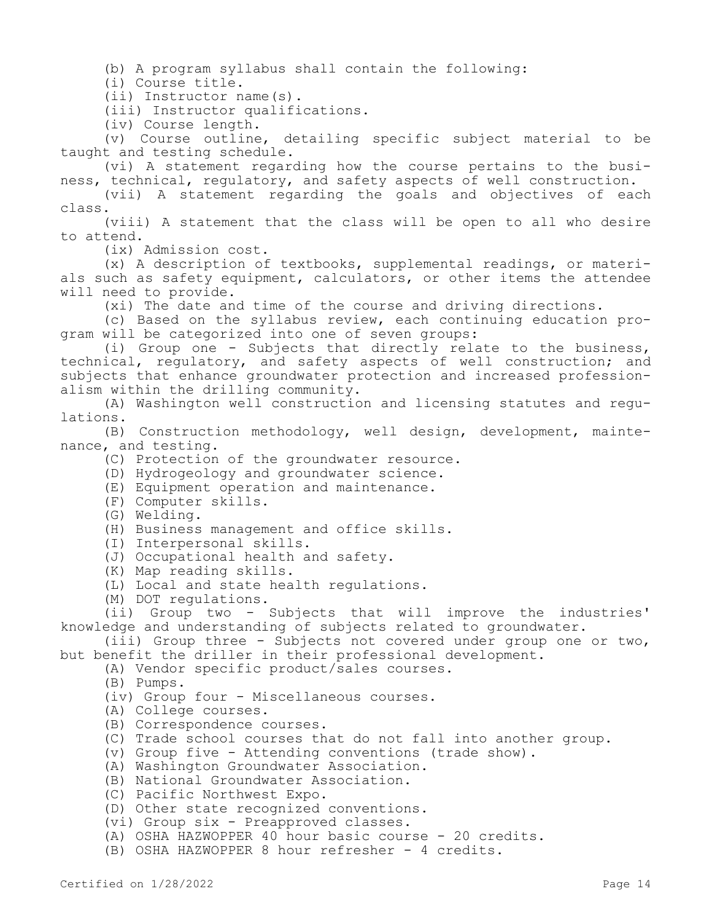(b) A program syllabus shall contain the following:

(i) Course title.

(ii) Instructor name(s).

(iii) Instructor qualifications.

(iv) Course length.

(v) Course outline, detailing specific subject material to be taught and testing schedule.

(vi) A statement regarding how the course pertains to the business, technical, regulatory, and safety aspects of well construction.

(vii) A statement regarding the goals and objectives of each class.

(viii) A statement that the class will be open to all who desire to attend.

(ix) Admission cost.

(x) A description of textbooks, supplemental readings, or materials such as safety equipment, calculators, or other items the attendee will need to provide.

(xi) The date and time of the course and driving directions.

(c) Based on the syllabus review, each continuing education program will be categorized into one of seven groups:

(i) Group one - Subjects that directly relate to the business, technical, regulatory, and safety aspects of well construction; and subjects that enhance groundwater protection and increased professionalism within the drilling community.

(A) Washington well construction and licensing statutes and regulations.

(B) Construction methodology, well design, development, maintenance, and testing.

(C) Protection of the groundwater resource.

(D) Hydrogeology and groundwater science.

(E) Equipment operation and maintenance.

(F) Computer skills.

(G) Welding.

(H) Business management and office skills.

(I) Interpersonal skills.

(J) Occupational health and safety.

(K) Map reading skills.

(L) Local and state health regulations.

(M) DOT regulations.

(ii) Group two - Subjects that will improve the industries' knowledge and understanding of subjects related to groundwater.

(iii) Group three - Subjects not covered under group one or two, but benefit the driller in their professional development.

(A) Vendor specific product/sales courses.

(B) Pumps.

(iv) Group four - Miscellaneous courses.

(A) College courses.

(B) Correspondence courses.

(C) Trade school courses that do not fall into another group.

(v) Group five - Attending conventions (trade show).

(A) Washington Groundwater Association.

(B) National Groundwater Association.

(C) Pacific Northwest Expo.

(D) Other state recognized conventions.

(vi) Group six - Preapproved classes.

(A) OSHA HAZWOPPER 40 hour basic course - 20 credits.

(B) OSHA HAZWOPPER 8 hour refresher - 4 credits.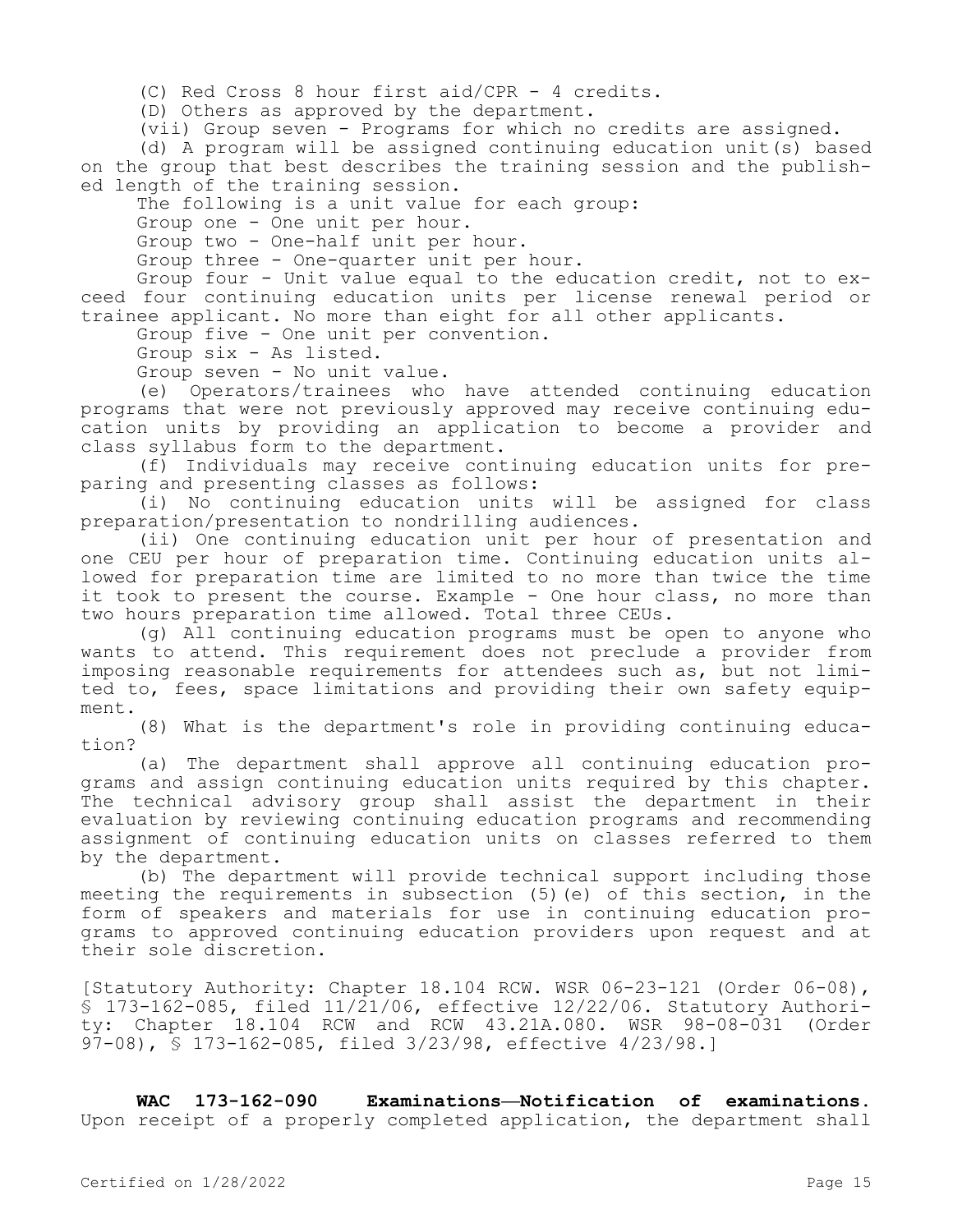(C) Red Cross 8 hour first aid/CPR - 4 credits.

(D) Others as approved by the department.

(vii) Group seven - Programs for which no credits are assigned.

(d) A program will be assigned continuing education unit(s) based on the group that best describes the training session and the published length of the training session.

The following is a unit value for each group:

Group one - One unit per hour.

Group two - One-half unit per hour.

Group three - One-quarter unit per hour.

Group four - Unit value equal to the education credit, not to exceed four continuing education units per license renewal period or trainee applicant. No more than eight for all other applicants.

Group five - One unit per convention.

Group six - As listed.

Group seven - No unit value.

(e) Operators/trainees who have attended continuing education programs that were not previously approved may receive continuing education units by providing an application to become a provider and class syllabus form to the department.

(f) Individuals may receive continuing education units for preparing and presenting classes as follows:

(i) No continuing education units will be assigned for class preparation/presentation to nondrilling audiences.

(ii) One continuing education unit per hour of presentation and one CEU per hour of preparation time. Continuing education units allowed for preparation time are limited to no more than twice the time it took to present the course. Example - One hour class, no more than two hours preparation time allowed. Total three CEUs.

(g) All continuing education programs must be open to anyone who wants to attend. This requirement does not preclude a provider from imposing reasonable requirements for attendees such as, but not limited to, fees, space limitations and providing their own safety equipment.

(8) What is the department's role in providing continuing education?

(a) The department shall approve all continuing education programs and assign continuing education units required by this chapter. The technical advisory group shall assist the department in their evaluation by reviewing continuing education programs and recommending assignment of continuing education units on classes referred to them by the department.

(b) The department will provide technical support including those meeting the requirements in subsection (5)(e) of this section, in the form of speakers and materials for use in continuing education programs to approved continuing education providers upon request and at their sole discretion.

[Statutory Authority: Chapter 18.104 RCW. WSR 06-23-121 (Order 06-08), § 173-162-085, filed 11/21/06, effective 12/22/06. Statutory Authority: Chapter 18.104 RCW and RCW 43.21A.080. WSR 98-08-031 (Order 97-08), § 173-162-085, filed 3/23/98, effective 4/23/98.]

**WAC 173-162-090 Examinations—Notification of examinations.** Upon receipt of a properly completed application, the department shall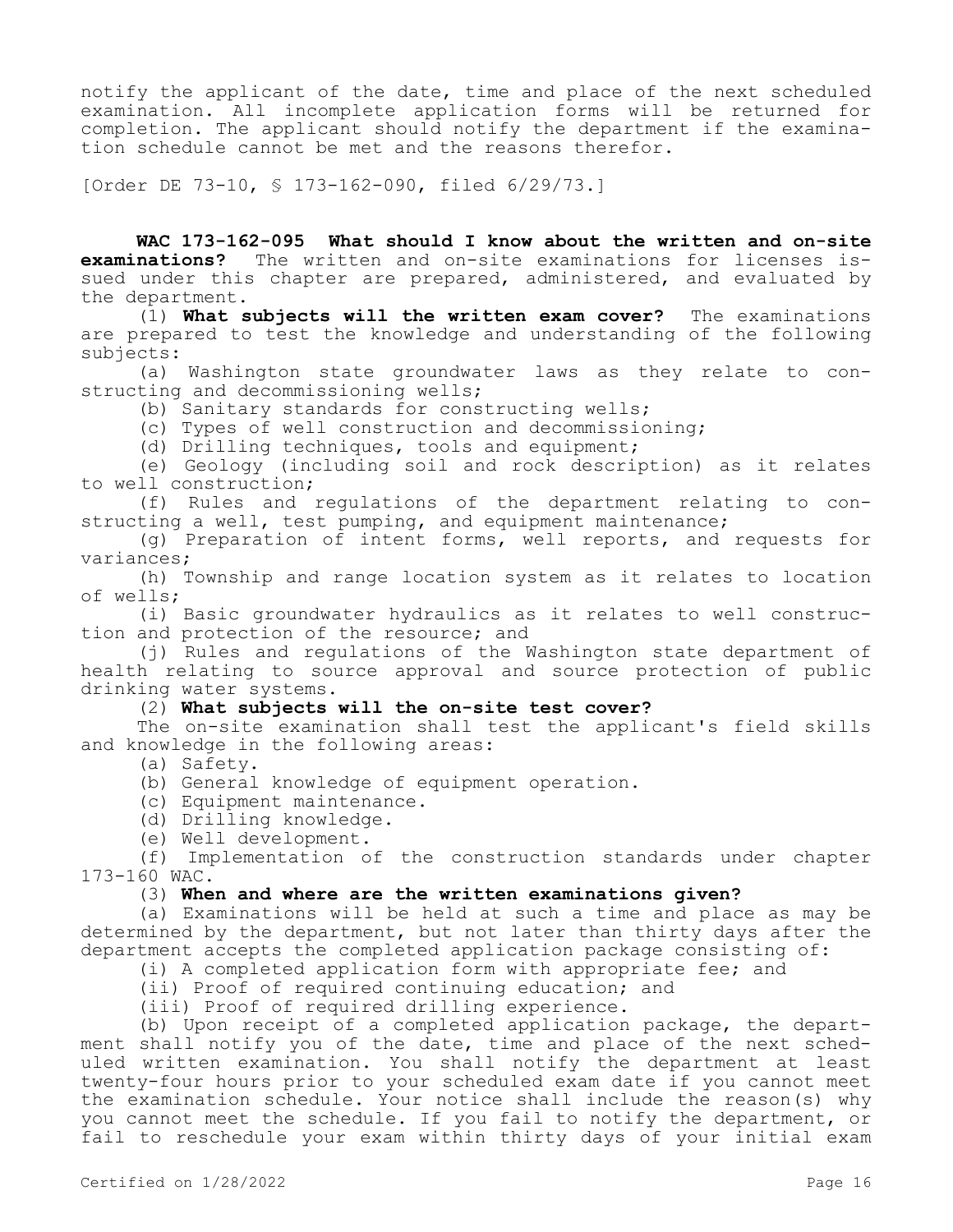notify the applicant of the date, time and place of the next scheduled examination. All incomplete application forms will be returned for completion. The applicant should notify the department if the examination schedule cannot be met and the reasons therefor.

[Order DE 73-10, § 173-162-090, filed 6/29/73.]

**WAC 173-162-095 What should I know about the written and on-site examinations?** The written and on-site examinations for licenses issued under this chapter are prepared, administered, and evaluated by the department.

(1) **What subjects will the written exam cover?** The examinations are prepared to test the knowledge and understanding of the following subjects:

(a) Washington state groundwater laws as they relate to constructing and decommissioning wells;

(b) Sanitary standards for constructing wells;

(c) Types of well construction and decommissioning;

(d) Drilling techniques, tools and equipment;

(e) Geology (including soil and rock description) as it relates to well construction;

(f) Rules and regulations of the department relating to constructing a well, test pumping, and equipment maintenance;

(g) Preparation of intent forms, well reports, and requests for variances;

(h) Township and range location system as it relates to location of wells;

(i) Basic groundwater hydraulics as it relates to well construction and protection of the resource; and

(j) Rules and regulations of the Washington state department of health relating to source approval and source protection of public drinking water systems.

(2) **What subjects will the on-site test cover?**

The on-site examination shall test the applicant's field skills and knowledge in the following areas:

(a) Safety.

(b) General knowledge of equipment operation.

(c) Equipment maintenance.

(d) Drilling knowledge.

(e) Well development.

(f) Implementation of the construction standards under chapter 173-160 WAC.

(3) **When and where are the written examinations given?**

(a) Examinations will be held at such a time and place as may be determined by the department, but not later than thirty days after the department accepts the completed application package consisting of:

(i) A completed application form with appropriate fee; and

(ii) Proof of required continuing education; and

(iii) Proof of required drilling experience.

(b) Upon receipt of a completed application package, the department shall notify you of the date, time and place of the next scheduled written examination. You shall notify the department at least twenty-four hours prior to your scheduled exam date if you cannot meet the examination schedule. Your notice shall include the reason(s) why you cannot meet the schedule. If you fail to notify the department, or fail to reschedule your exam within thirty days of your initial exam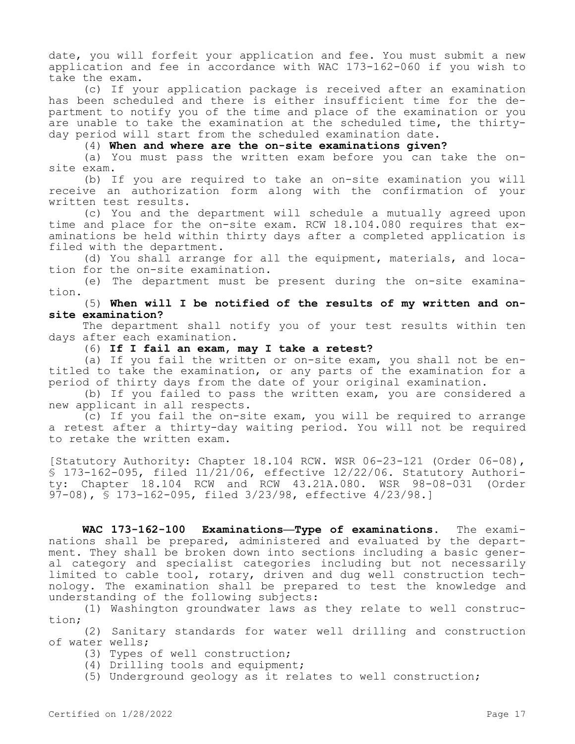date, you will forfeit your application and fee. You must submit a new application and fee in accordance with WAC 173-162-060 if you wish to take the exam.

(c) If your application package is received after an examination has been scheduled and there is either insufficient time for the department to notify you of the time and place of the examination or you are unable to take the examination at the scheduled time, the thirty-day period will start from the scheduled examination date.

(4) **When and where are the on-site examinations given?**

(a) You must pass the written exam before you can take the on-site exam.

(b) If you are required to take an on-site examination you will receive an authorization form along with the confirmation of your written test results.

(c) You and the department will schedule a mutually agreed upon time and place for the on-site exam. RCW 18.104.080 requires that examinations be held within thirty days after a completed application is filed with the department.

(d) You shall arrange for all the equipment, materials, and location for the on-site examination.

(e) The department must be present during the on-site examination.

(5) **When will I be notified of the results of my written and on-site examination?**

The department shall notify you of your test results within ten days after each examination.

(6) **If I fail an exam, may I take a retest?**

(a) If you fail the written or on-site exam, you shall not be entitled to take the examination, or any parts of the examination for a period of thirty days from the date of your original examination.

(b) If you failed to pass the written exam, you are considered a new applicant in all respects.

(c) If you fail the on-site exam, you will be required to arrange a retest after a thirty-day waiting period. You will not be required to retake the written exam.

[Statutory Authority: Chapter 18.104 RCW. WSR 06-23-121 (Order 06-08), § 173-162-095, filed 11/21/06, effective 12/22/06. Statutory Authority: Chapter 18.104 RCW and RCW 43.21A.080. WSR 98-08-031 (Order 97-08), § 173-162-095, filed 3/23/98, effective 4/23/98.]

**WAC 173-162-100 Examinations—Type of examinations.** The examinations shall be prepared, administered and evaluated by the department. They shall be broken down into sections including a basic general category and specialist categories including but not necessarily limited to cable tool, rotary, driven and dug well construction technology. The examination shall be prepared to test the knowledge and understanding of the following subjects:

(1) Washington groundwater laws as they relate to well construction;

(2) Sanitary standards for water well drilling and construction of water wells;

(3) Types of well construction;

(4) Drilling tools and equipment;

(5) Underground geology as it relates to well construction;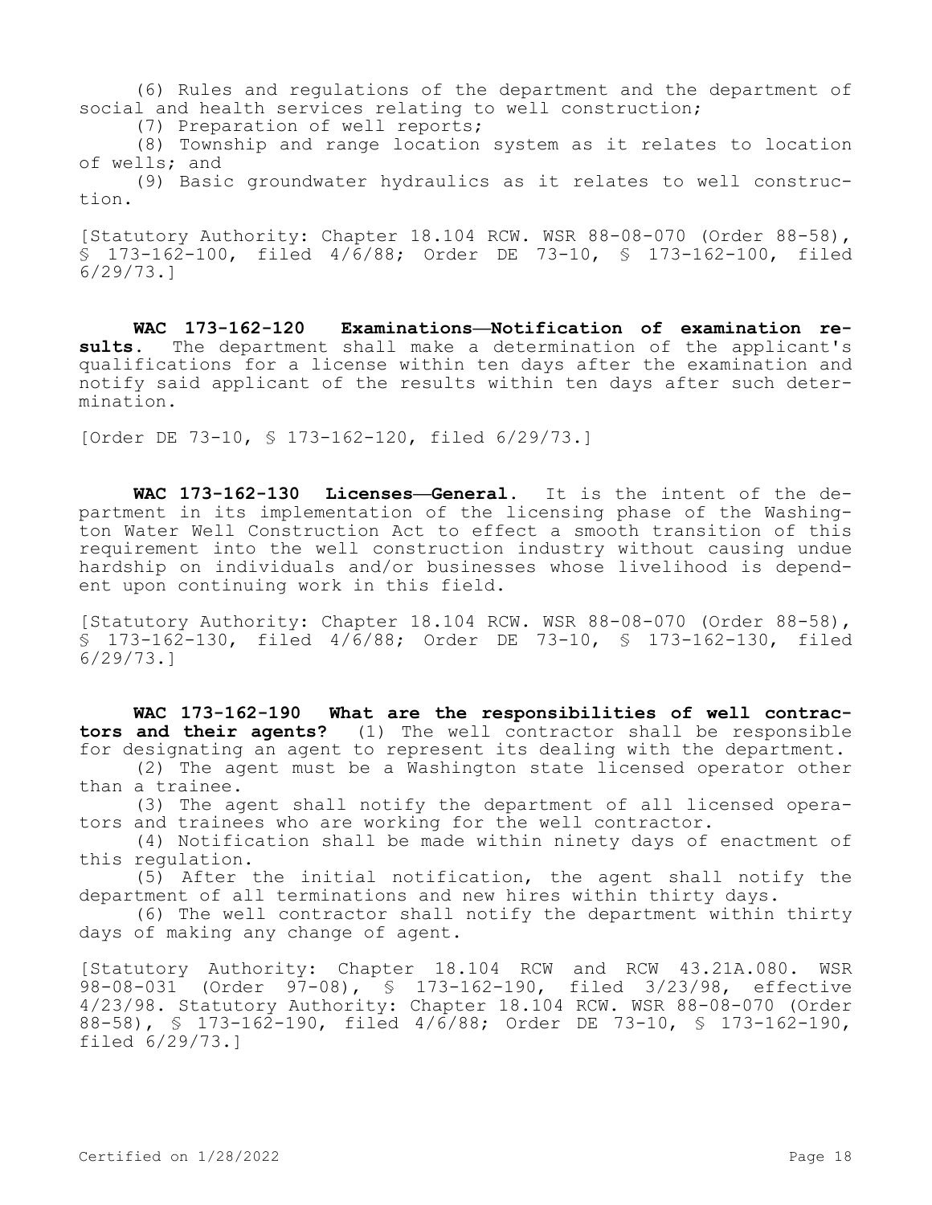(6) Rules and regulations of the department and the department of social and health services relating to well construction;

(7) Preparation of well reports;

(8) Township and range location system as it relates to location of wells; and

(9) Basic groundwater hydraulics as it relates to well construction.

[Statutory Authority: Chapter 18.104 RCW. WSR 88-08-070 (Order 88-58), § 173-162-100, filed 4/6/88; Order DE 73-10, § 173-162-100, filed 6/29/73.]

**WAC 173-162-120 Examinations—Notification of examination results.** The department shall make a determination of the applicant's qualifications for a license within ten days after the examination and notify said applicant of the results within ten days after such determination.

[Order DE 73-10, § 173-162-120, filed 6/29/73.]

**WAC 173-162-130 Licenses—General.** It is the intent of the department in its implementation of the licensing phase of the Washington Water Well Construction Act to effect a smooth transition of this requirement into the well construction industry without causing undue hardship on individuals and/or businesses whose livelihood is dependent upon continuing work in this field.

[Statutory Authority: Chapter 18.104 RCW. WSR 88-08-070 (Order 88-58), § 173-162-130, filed 4/6/88; Order DE 73-10, § 173-162-130, filed 6/29/73.]

**WAC 173-162-190 What are the responsibilities of well contractors and their agents?** (1) The well contractor shall be responsible for designating an agent to represent its dealing with the department.

(2) The agent must be a Washington state licensed operator other than a trainee.

(3) The agent shall notify the department of all licensed operators and trainees who are working for the well contractor.

(4) Notification shall be made within ninety days of enactment of this regulation.

(5) After the initial notification, the agent shall notify the department of all terminations and new hires within thirty days.

(6) The well contractor shall notify the department within thirty days of making any change of agent.

[Statutory Authority: Chapter 18.104 RCW and RCW 43.21A.080. WSR 98-08-031 (Order 97-08), § 173-162-190, filed 3/23/98, effective 4/23/98. Statutory Authority: Chapter 18.104 RCW. WSR 88-08-070 (Order 88-58), § 173-162-190, filed 4/6/88; Order DE 73-10, § 173-162-190, filed 6/29/73.]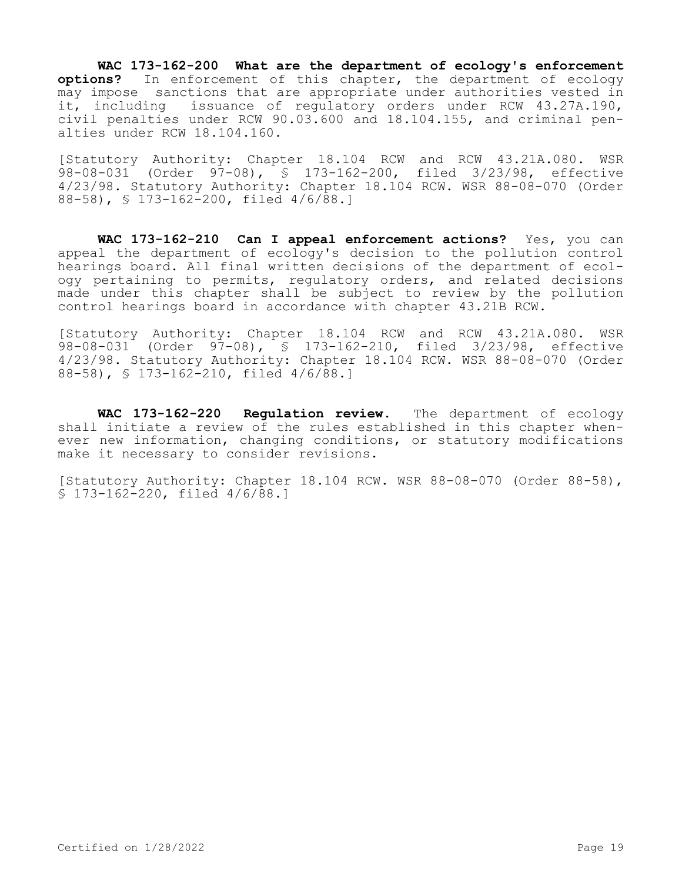**WAC 173-162-200 What are the department of ecology's enforcement options?** In enforcement of this chapter, the department of ecology may impose sanctions that are appropriate under authorities vested in it, including issuance of regulatory orders under RCW 43.27A.190, civil penalties under RCW 90.03.600 and 18.104.155, and criminal penalties under RCW 18.104.160.

[Statutory Authority: Chapter 18.104 RCW and RCW 43.21A.080. WSR 98-08-031 (Order 97-08), § 173-162-200, filed 3/23/98, effective 4/23/98. Statutory Authority: Chapter 18.104 RCW. WSR 88-08-070 (Order 88-58), § 173-162-200, filed 4/6/88.]

**WAC 173-162-210 Can I appeal enforcement actions?** Yes, you can appeal the department of ecology's decision to the pollution control hearings board. All final written decisions of the department of ecology pertaining to permits, regulatory orders, and related decisions made under this chapter shall be subject to review by the pollution control hearings board in accordance with chapter 43.21B RCW.

[Statutory Authority: Chapter 18.104 RCW and RCW 43.21A.080. WSR 98-08-031 (Order 97-08), § 173-162-210, filed 3/23/98, effective 4/23/98. Statutory Authority: Chapter 18.104 RCW. WSR 88-08-070 (Order 88-58), § 173-162-210, filed 4/6/88.]

**WAC 173-162-220 Regulation review.** The department of ecology shall initiate a review of the rules established in this chapter whenever new information, changing conditions, or statutory modifications make it necessary to consider revisions.

[Statutory Authority: Chapter 18.104 RCW. WSR 88-08-070 (Order 88-58), § 173-162-220, filed 4/6/88.]